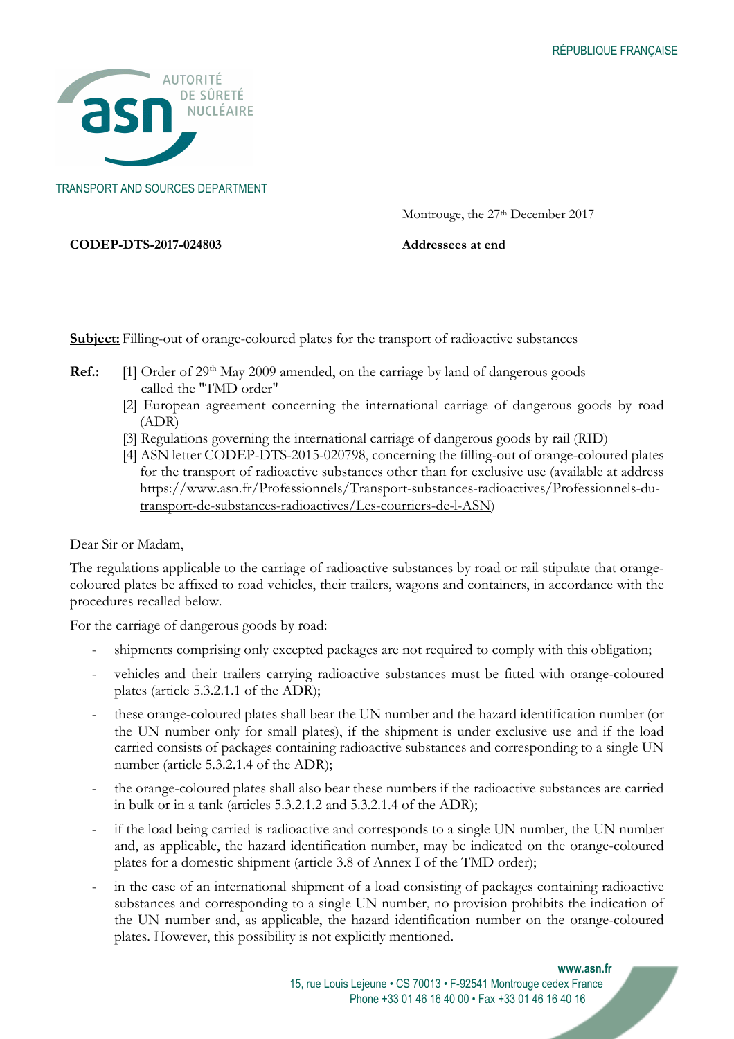RÉPUBLIQUE FRANÇAISE

AUTORITÉ DE SÛRETÉ NUCLÉAIRE

TRANSPORT AND SOURCES DEPARTMENT

Montrouge, the 27th December 2017

**CODEP-DTS-2017-024803**

**Addressees at end**

**Subject:** Filling-out of orange-coloured plates for the transport of radioactive substances

**Ref.:**
[1] Order of 29th May 2009 amended, on the carriage by land of dangerous goods called the "TMD order"
[2] European agreement concerning the international carriage of dangerous goods by road (ADR)
[3] Regulations governing the international carriage of dangerous goods by rail (RID)
[4] ASN letter CODEP-DTS-2015-020798, concerning the filling-out of orange-coloured plates for the transport of radioactive substances other than for exclusive use (available at address https://www.asn.fr/Professionnels/Transport-substances-radioactives/Professionnels-du-transport-de-substances-radioactives/Les-courriers-de-l-ASN)

Dear Sir or Madam,

The regulations applicable to the carriage of radioactive substances by road or rail stipulate that orange-coloured plates be affixed to road vehicles, their trailers, wagons and containers, in accordance with the procedures recalled below.

For the carriage of dangerous goods by road:

- shipments comprising only excepted packages are not required to comply with this obligation;
- vehicles and their trailers carrying radioactive substances must be fitted with orange-coloured plates (article 5.3.2.1.1 of the ADR);
- these orange-coloured plates shall bear the UN number and the hazard identification number (or the UN number only for small plates), if the shipment is under exclusive use and if the load carried consists of packages containing radioactive substances and corresponding to a single UN number (article 5.3.2.1.4 of the ADR);
- the orange-coloured plates shall also bear these numbers if the radioactive substances are carried in bulk or in a tank (articles 5.3.2.1.2 and 5.3.2.1.4 of the ADR);
- if the load being carried is radioactive and corresponds to a single UN number, the UN number and, as applicable, the hazard identification number, may be indicated on the orange-coloured plates for a domestic shipment (article 3.8 of Annex I of the TMD order);
- in the case of an international shipment of a load consisting of packages containing radioactive substances and corresponding to a single UN number, no provision prohibits the indication of the UN number and, as applicable, the hazard identification number on the orange-coloured plates. However, this possibility is not explicitly mentioned.

www.asn.fr
15, rue Louis Lejeune • CS 70013 • F-92541 Montrouge cedex France
Phone +33 01 46 16 40 00 • Fax +33 01 46 16 40 16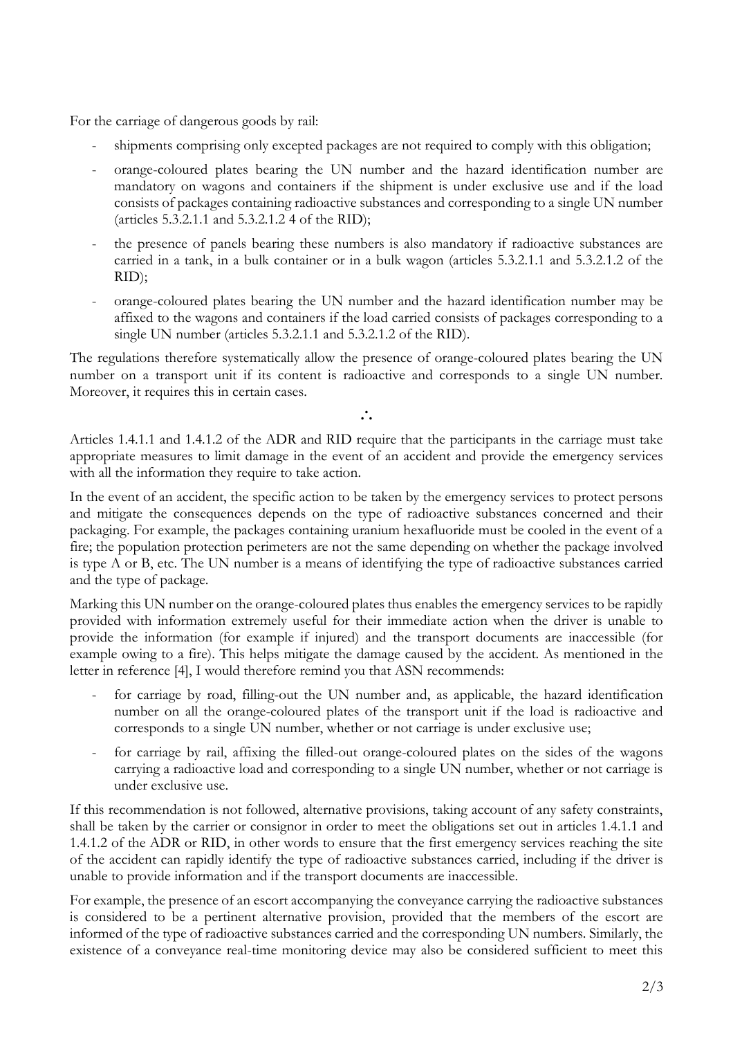For the carriage of dangerous goods by rail:

- shipments comprising only excepted packages are not required to comply with this obligation;
- orange-coloured plates bearing the UN number and the hazard identification number are mandatory on wagons and containers if the shipment is under exclusive use and if the load consists of packages containing radioactive substances and corresponding to a single UN number (articles 5.3.2.1.1 and 5.3.2.1.2 4 of the RID);
- the presence of panels bearing these numbers is also mandatory if radioactive substances are carried in a tank, in a bulk container or in a bulk wagon (articles 5.3.2.1.1 and 5.3.2.1.2 of the RID);
- orange-coloured plates bearing the UN number and the hazard identification number may be affixed to the wagons and containers if the load carried consists of packages corresponding to a single UN number (articles 5.3.2.1.1 and 5.3.2.1.2 of the RID).

The regulations therefore systematically allow the presence of orange-coloured plates bearing the UN number on a transport unit if its content is radioactive and corresponds to a single UN number. Moreover, it requires this in certain cases.

∴

Articles 1.4.1.1 and 1.4.1.2 of the ADR and RID require that the participants in the carriage must take appropriate measures to limit damage in the event of an accident and provide the emergency services with all the information they require to take action.

In the event of an accident, the specific action to be taken by the emergency services to protect persons and mitigate the consequences depends on the type of radioactive substances concerned and their packaging. For example, the packages containing uranium hexafluoride must be cooled in the event of a fire; the population protection perimeters are not the same depending on whether the package involved is type A or B, etc. The UN number is a means of identifying the type of radioactive substances carried and the type of package.

Marking this UN number on the orange-coloured plates thus enables the emergency services to be rapidly provided with information extremely useful for their immediate action when the driver is unable to provide the information (for example if injured) and the transport documents are inaccessible (for example owing to a fire). This helps mitigate the damage caused by the accident. As mentioned in the letter in reference [4], I would therefore remind you that ASN recommends:

- for carriage by road, filling-out the UN number and, as applicable, the hazard identification number on all the orange-coloured plates of the transport unit if the load is radioactive and corresponds to a single UN number, whether or not carriage is under exclusive use;
- for carriage by rail, affixing the filled-out orange-coloured plates on the sides of the wagons carrying a radioactive load and corresponding to a single UN number, whether or not carriage is under exclusive use.

If this recommendation is not followed, alternative provisions, taking account of any safety constraints, shall be taken by the carrier or consignor in order to meet the obligations set out in articles 1.4.1.1 and 1.4.1.2 of the ADR or RID, in other words to ensure that the first emergency services reaching the site of the accident can rapidly identify the type of radioactive substances carried, including if the driver is unable to provide information and if the transport documents are inaccessible.

For example, the presence of an escort accompanying the conveyance carrying the radioactive substances is considered to be a pertinent alternative provision, provided that the members of the escort are informed of the type of radioactive substances carried and the corresponding UN numbers. Similarly, the existence of a conveyance real-time monitoring device may also be considered sufficient to meet this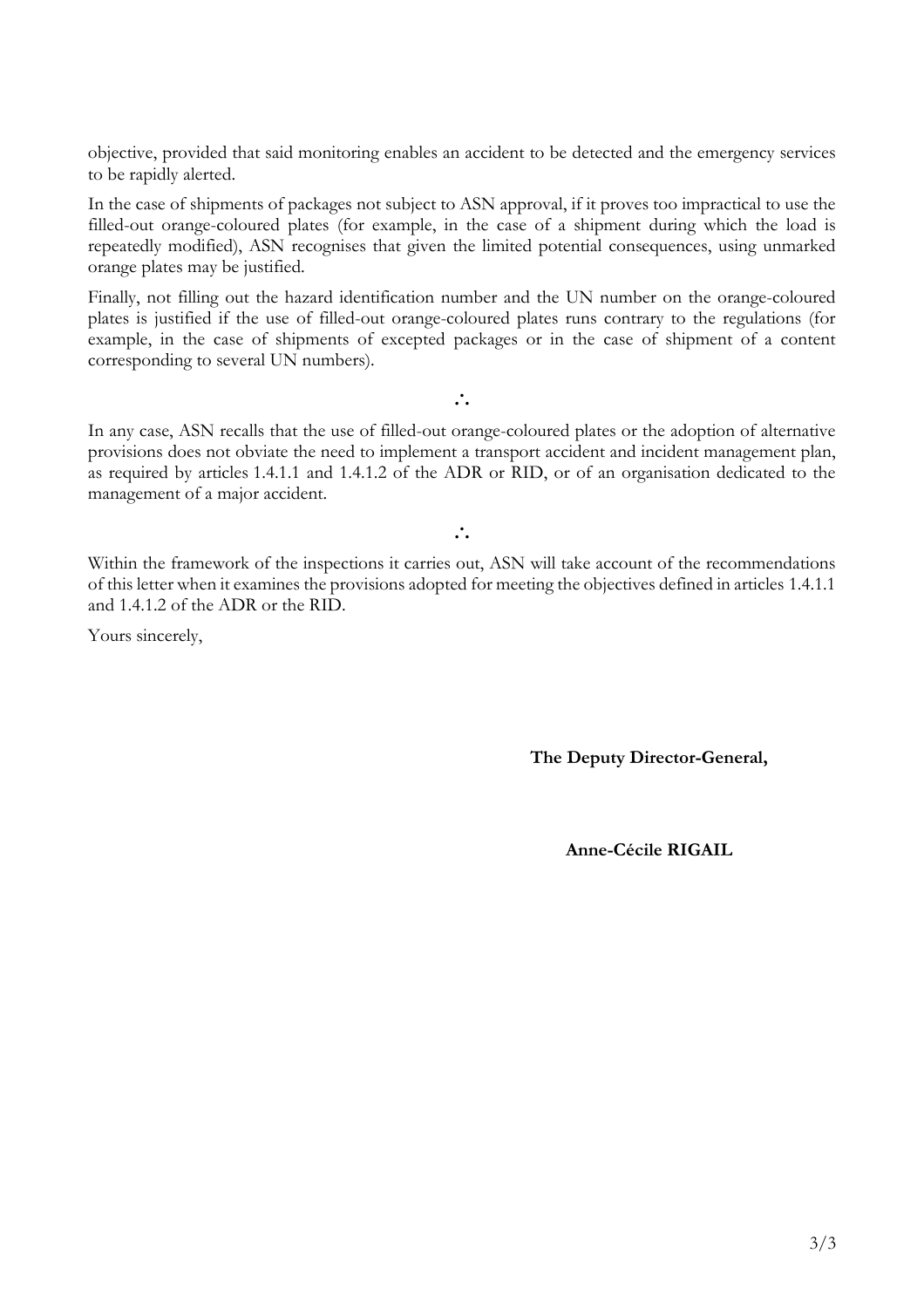objective, provided that said monitoring enables an accident to be detected and the emergency services to be rapidly alerted.

In the case of shipments of packages not subject to ASN approval, if it proves too impractical to use the filled-out orange-coloured plates (for example, in the case of a shipment during which the load is repeatedly modified), ASN recognises that given the limited potential consequences, using unmarked orange plates may be justified.

Finally, not filling out the hazard identification number and the UN number on the orange-coloured plates is justified if the use of filled-out orange-coloured plates runs contrary to the regulations (for example, in the case of shipments of excepted packages or in the case of shipment of a content corresponding to several UN numbers).

∴

In any case, ASN recalls that the use of filled-out orange-coloured plates or the adoption of alternative provisions does not obviate the need to implement a transport accident and incident management plan, as required by articles 1.4.1.1 and 1.4.1.2 of the ADR or RID, or of an organisation dedicated to the management of a major accident.

∴

Within the framework of the inspections it carries out, ASN will take account of the recommendations of this letter when it examines the provisions adopted for meeting the objectives defined in articles 1.4.1.1 and 1.4.1.2 of the ADR or the RID.

Yours sincerely,

**The Deputy Director-General,**

**Anne-Cécile RIGAIL**